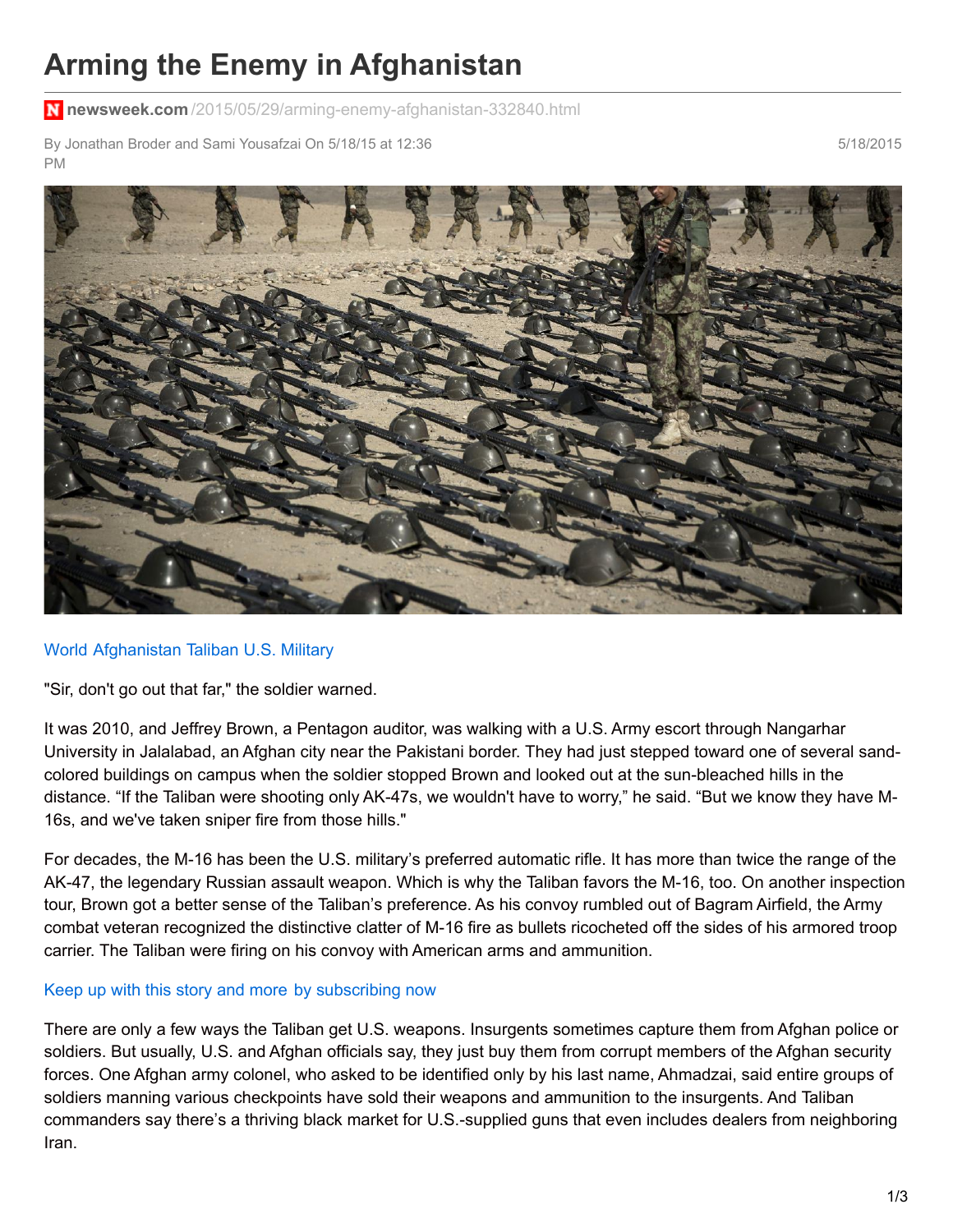# Arming the Enemy in Afghanistan

newsweek.com/2015/05/29/arming-enemy-afghanistan-332840.html

By Jonathan Broder and Sami Yousafzai On 5/18/15 at 12:36 PM

5/18/2015

World Afghanistan Taliban U.S. Military

"Sir, don't go out that far," the soldier warned.

It was 2010, and Jeffrey Brown, a Pentagon auditor, was walking with a U.S. Army escort through Nangarhar University in Jalalabad, an Afghan city near the Pakistani border. They had just stepped toward one of several sand-colored buildings on campus when the soldier stopped Brown and looked out at the sun-bleached hills in the distance. "If the Taliban were shooting only AK-47s, we wouldn't have to worry," he said. "But we know they have M-16s, and we've taken sniper fire from those hills."

For decades, the M-16 has been the U.S. military's preferred automatic rifle. It has more than twice the range of the AK-47, the legendary Russian assault weapon. Which is why the Taliban favors the M-16, too. On another inspection tour, Brown got a better sense of the Taliban's preference. As his convoy rumbled out of Bagram Airfield, the Army combat veteran recognized the distinctive clatter of M-16 fire as bullets ricocheted off the sides of his armored troop carrier. The Taliban were firing on his convoy with American arms and ammunition.

Keep up with this story and more by subscribing now

There are only a few ways the Taliban get U.S. weapons. Insurgents sometimes capture them from Afghan police or soldiers. But usually, U.S. and Afghan officials say, they just buy them from corrupt members of the Afghan security forces. One Afghan army colonel, who asked to be identified only by his last name, Ahmadzai, said entire groups of soldiers manning various checkpoints have sold their weapons and ammunition to the insurgents. And Taliban commanders say there's a thriving black market for U.S.-supplied guns that even includes dealers from neighboring Iran.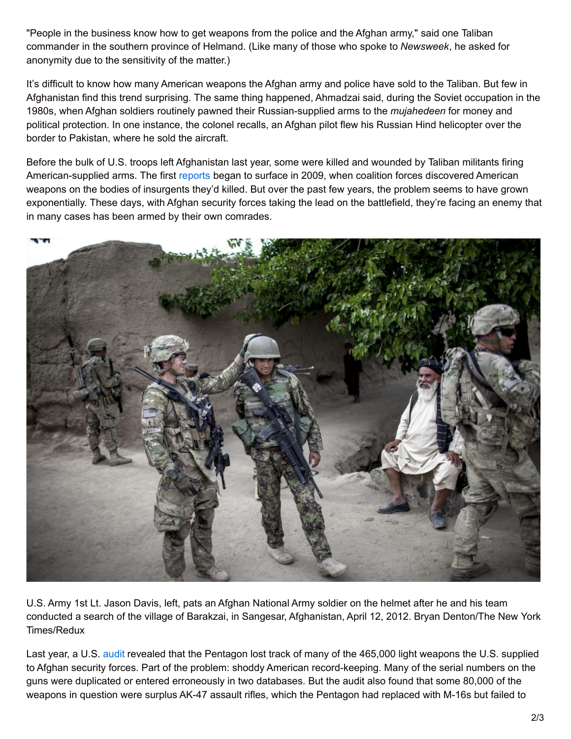"People in the business know how to get weapons from the police and the Afghan army," said one Taliban commander in the southern province of Helmand. (Like many of those who spoke to *Newsweek*, he asked for anonymity due to the sensitivity of the matter.)

It's difficult to know how many American weapons the Afghan army and police have sold to the Taliban. But few in Afghanistan find this trend surprising. The same thing happened, Ahmadzai said, during the Soviet occupation in the 1980s, when Afghan soldiers routinely pawned their Russian-supplied arms to the *mujahedeen* for money and political protection. In one instance, the colonel recalls, an Afghan pilot flew his Russian Hind helicopter over the border to Pakistan, where he sold the aircraft.

Before the bulk of U.S. troops left Afghanistan last year, some were killed and wounded by Taliban militants firing American-supplied arms. The first reports began to surface in 2009, when coalition forces discovered American weapons on the bodies of insurgents they'd killed. But over the past few years, the problem seems to have grown exponentially. These days, with Afghan security forces taking the lead on the battlefield, they're facing an enemy that in many cases has been armed by their own comrades.

U.S. Army 1st Lt. Jason Davis, left, pats an Afghan National Army soldier on the helmet after he and his team conducted a search of the village of Barakzai, in Sangesar, Afghanistan, April 12, 2012. Bryan Denton/The New York Times/Redux

Last year, a U.S. audit revealed that the Pentagon lost track of many of the 465,000 light weapons the U.S. supplied to Afghan security forces. Part of the problem: shoddy American record-keeping. Many of the serial numbers on the guns were duplicated or entered erroneously in two databases. But the audit also found that some 80,000 of the weapons in question were surplus AK-47 assault rifles, which the Pentagon had replaced with M-16s but failed to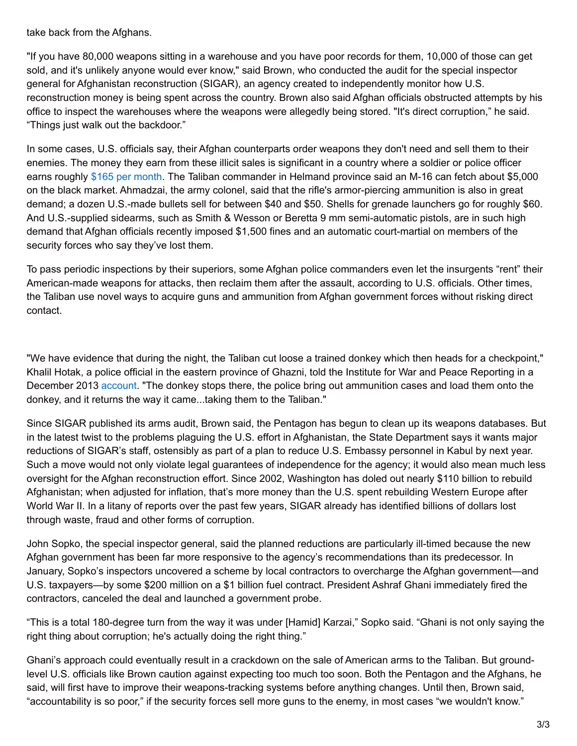take back from the Afghans.

"If you have 80,000 weapons sitting in a warehouse and you have poor records for them, 10,000 of those can get sold, and it's unlikely anyone would ever know," said Brown, who conducted the audit for the special inspector general for Afghanistan reconstruction (SIGAR), an agency created to independently monitor how U.S. reconstruction money is being spent across the country. Brown also said Afghan officials obstructed attempts by his office to inspect the warehouses where the weapons were allegedly being stored. "It's direct corruption," he said. "Things just walk out the backdoor."

In some cases, U.S. officials say, their Afghan counterparts order weapons they don't need and sell them to their enemies. The money they earn from these illicit sales is significant in a country where a soldier or police officer earns roughly $165 per month. The Taliban commander in Helmand province said an M-16 can fetch about $5,000 on the black market. Ahmadzai, the army colonel, said that the rifle's armor-piercing ammunition is also in great demand; a dozen U.S.-made bullets sell for between $40 and $50. Shells for grenade launchers go for roughly $60. And U.S.-supplied sidearms, such as Smith & Wesson or Beretta 9 mm semi-automatic pistols, are in such high demand that Afghan officials recently imposed $1,500 fines and an automatic court-martial on members of the security forces who say they've lost them.

To pass periodic inspections by their superiors, some Afghan police commanders even let the insurgents "rent" their American-made weapons for attacks, then reclaim them after the assault, according to U.S. officials. Other times, the Taliban use novel ways to acquire guns and ammunition from Afghan government forces without risking direct contact.

"We have evidence that during the night, the Taliban cut loose a trained donkey which then heads for a checkpoint," Khalil Hotak, a police official in the eastern province of Ghazni, told the Institute for War and Peace Reporting in a December 2013 account. "The donkey stops there, the police bring out ammunition cases and load them onto the donkey, and it returns the way it came...taking them to the Taliban."

Since SIGAR published its arms audit, Brown said, the Pentagon has begun to clean up its weapons databases. But in the latest twist to the problems plaguing the U.S. effort in Afghanistan, the State Department says it wants major reductions of SIGAR's staff, ostensibly as part of a plan to reduce U.S. Embassy personnel in Kabul by next year. Such a move would not only violate legal guarantees of independence for the agency; it would also mean much less oversight for the Afghan reconstruction effort. Since 2002, Washington has doled out nearly $110 billion to rebuild Afghanistan; when adjusted for inflation, that's more money than the U.S. spent rebuilding Western Europe after World War II. In a litany of reports over the past few years, SIGAR already has identified billions of dollars lost through waste, fraud and other forms of corruption.

John Sopko, the special inspector general, said the planned reductions are particularly ill-timed because the new Afghan government has been far more responsive to the agency's recommendations than its predecessor. In January, Sopko's inspectors uncovered a scheme by local contractors to overcharge the Afghan government—and U.S. taxpayers—by some $200 million on a $1 billion fuel contract. President Ashraf Ghani immediately fired the contractors, canceled the deal and launched a government probe.

"This is a total 180-degree turn from the way it was under [Hamid] Karzai," Sopko said. "Ghani is not only saying the right thing about corruption; he's actually doing the right thing."

Ghani's approach could eventually result in a crackdown on the sale of American arms to the Taliban. But ground-level U.S. officials like Brown caution against expecting too much too soon. Both the Pentagon and the Afghans, he said, will first have to improve their weapons-tracking systems before anything changes. Until then, Brown said, "accountability is so poor," if the security forces sell more guns to the enemy, in most cases "we wouldn't know."